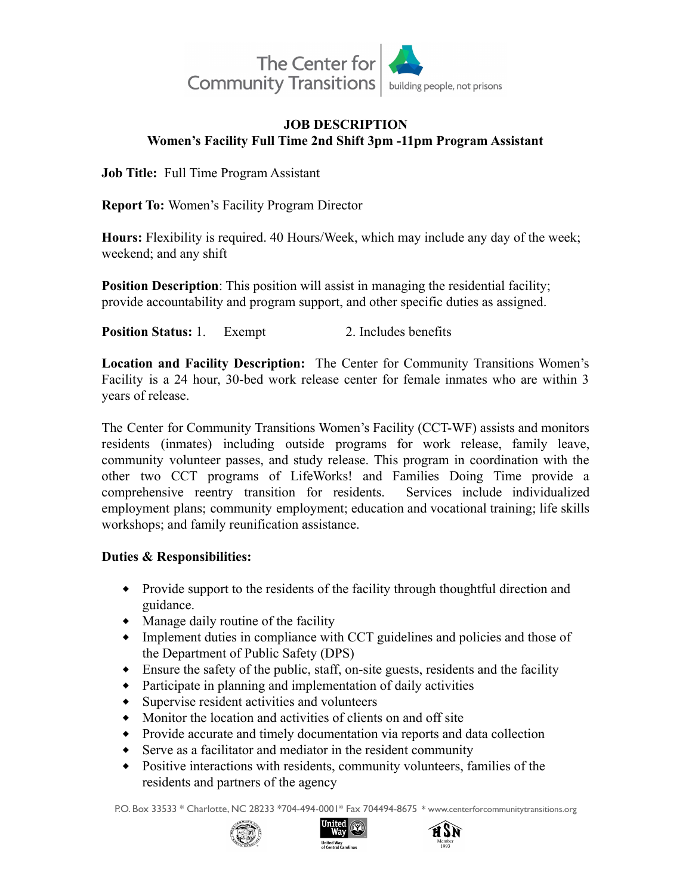The Center for Community Transitions | building people, not prisons

# JOB DESCRIPTION

## Women's Facility Full Time 2nd Shift 3pm -11pm Program Assistant

**Job Title:** Full Time Program Assistant

**Report To:** Women's Facility Program Director

**Hours:** Flexibility is required. 40 Hours/Week, which may include any day of the week; weekend; and any shift

**Position Description**: This position will assist in managing the residential facility; provide accountability and program support, and other specific duties as assigned.

**Position Status:** 1. Exempt 2. Includes benefits

**Location and Facility Description:** The Center for Community Transitions Women's Facility is a 24 hour, 30-bed work release center for female inmates who are within 3 years of release.

The Center for Community Transitions Women's Facility (CCT-WF) assists and monitors residents (inmates) including outside programs for work release, family leave, community volunteer passes, and study release. This program in coordination with the other two CCT programs of LifeWorks! and Families Doing Time provide a comprehensive reentry transition for residents. Services include individualized employment plans; community employment; education and vocational training; life skills workshops; and family reunification assistance.

**Duties & Responsibilities:**

- Provide support to the residents of the facility through thoughtful direction and guidance.
- Manage daily routine of the facility
- Implement duties in compliance with CCT guidelines and policies and those of the Department of Public Safety (DPS)
- Ensure the safety of the public, staff, on-site guests, residents and the facility
- Participate in planning and implementation of daily activities
- Supervise resident activities and volunteers
- Monitor the location and activities of clients on and off site
- Provide accurate and timely documentation via reports and data collection
- Serve as a facilitator and mediator in the resident community
- Positive interactions with residents, community volunteers, families of the residents and partners of the agency

P.O. Box 33533 * Charlotte, NC 28233 *704-494-0001* Fax 704494-8675 * www.centerforcommunitytransitions.org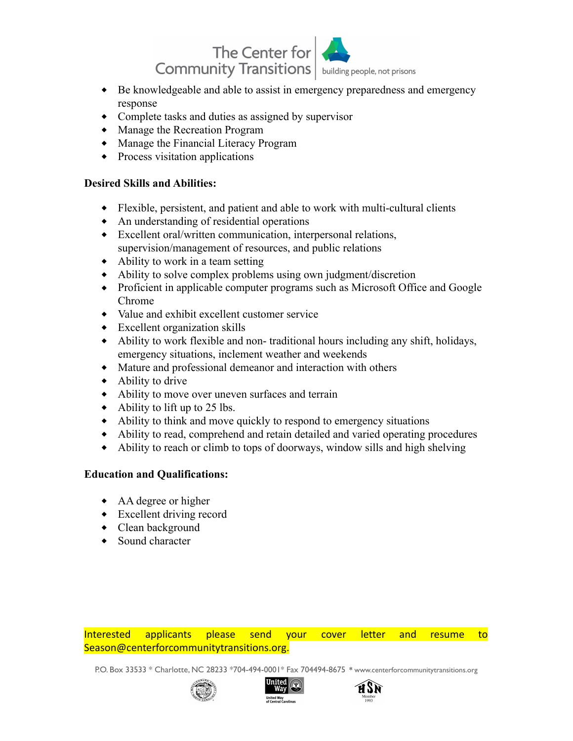- Be knowledgeable and able to assist in emergency preparedness and emergency response
- Complete tasks and duties as assigned by supervisor
- Manage the Recreation Program
- Manage the Financial Literacy Program
- Process visitation applications

**Desired Skills and Abilities:**

- Flexible, persistent, and patient and able to work with multi-cultural clients
- An understanding of residential operations
- Excellent oral/written communication, interpersonal relations, supervision/management of resources, and public relations
- Ability to work in a team setting
- Ability to solve complex problems using own judgment/discretion
- Proficient in applicable computer programs such as Microsoft Office and Google Chrome
- Value and exhibit excellent customer service
- Excellent organization skills
- Ability to work flexible and non- traditional hours including any shift, holidays, emergency situations, inclement weather and weekends
- Mature and professional demeanor and interaction with others
- Ability to drive
- Ability to move over uneven surfaces and terrain
- Ability to lift up to 25 lbs.
- Ability to think and move quickly to respond to emergency situations
- Ability to read, comprehend and retain detailed and varied operating procedures
- Ability to reach or climb to tops of doorways, window sills and high shelving

**Education and Qualifications:**

- AA degree or higher
- Excellent driving record
- Clean background
- Sound character

Interested applicants please send your cover letter and resume to Season@centerforcommunitytransitions.org.

P.O. Box 33533 * Charlotte, NC 28233 *704-494-0001* Fax 704494-8675 * www.centerforcommunitytransitions.org